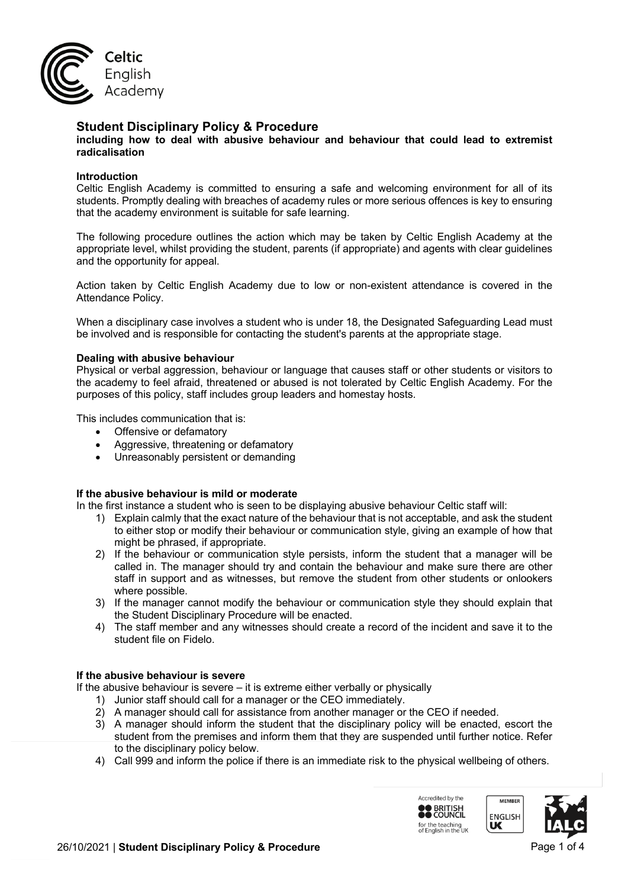# Student Disciplinary Policy & Procedure

**including how to deal with abusive behaviour and behaviour that could lead to extremist radicalisation**

### Introduction

Celtic English Academy is committed to ensuring a safe and welcoming environment for all of its students. Promptly dealing with breaches of academy rules or more serious offences is key to ensuring that the academy environment is suitable for safe learning.

The following procedure outlines the action which may be taken by Celtic English Academy at the appropriate level, whilst providing the student, parents (if appropriate) and agents with clear guidelines and the opportunity for appeal.

Action taken by Celtic English Academy due to low or non-existent attendance is covered in the Attendance Policy.

When a disciplinary case involves a student who is under 18, the Designated Safeguarding Lead must be involved and is responsible for contacting the student's parents at the appropriate stage.

### Dealing with abusive behaviour

Physical or verbal aggression, behaviour or language that causes staff or other students or visitors to the academy to feel afraid, threatened or abused is not tolerated by Celtic English Academy. For the purposes of this policy, staff includes group leaders and homestay hosts.

This includes communication that is:

- Offensive or defamatory
- Aggressive, threatening or defamatory
- Unreasonably persistent or demanding

### If the abusive behaviour is mild or moderate

In the first instance a student who is seen to be displaying abusive behaviour Celtic staff will:

1) Explain calmly that the exact nature of the behaviour that is not acceptable, and ask the student to either stop or modify their behaviour or communication style, giving an example of how that might be phrased, if appropriate.
2) If the behaviour or communication style persists, inform the student that a manager will be called in. The manager should try and contain the behaviour and make sure there are other staff in support and as witnesses, but remove the student from other students or onlookers where possible.
3) If the manager cannot modify the behaviour or communication style they should explain that the Student Disciplinary Procedure will be enacted.
4) The staff member and any witnesses should create a record of the incident and save it to the student file on Fidelo.

### If the abusive behaviour is severe

If the abusive behaviour is severe – it is extreme either verbally or physically

1) Junior staff should call for a manager or the CEO immediately.
2) A manager should call for assistance from another manager or the CEO if needed.
3) A manager should inform the student that the disciplinary policy will be enacted, escort the student from the premises and inform them that they are suspended until further notice. Refer to the disciplinary policy below.
4) Call 999 and inform the police if there is an immediate risk to the physical wellbeing of others.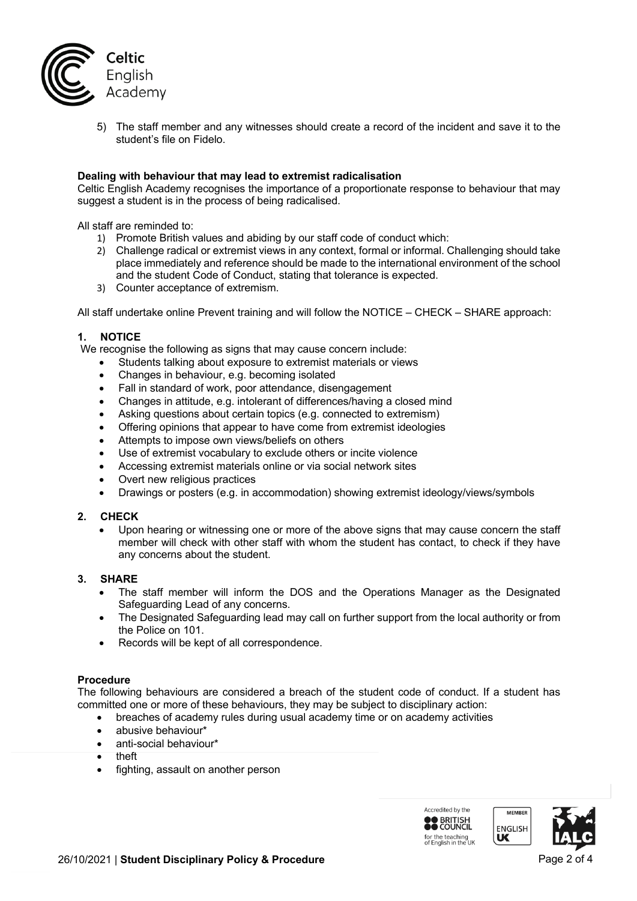5) The staff member and any witnesses should create a record of the incident and save it to the student's file on Fidelo.

**Dealing with behaviour that may lead to extremist radicalisation**

Celtic English Academy recognises the importance of a proportionate response to behaviour that may suggest a student is in the process of being radicalised.

All staff are reminded to:

1) Promote British values and abiding by our staff code of conduct which:
2) Challenge radical or extremist views in any context, formal or informal. Challenging should take place immediately and reference should be made to the international environment of the school and the student Code of Conduct, stating that tolerance is expected.
3) Counter acceptance of extremism.

All staff undertake online Prevent training and will follow the NOTICE – CHECK – SHARE approach:

**1. NOTICE**

We recognise the following as signs that may cause concern include:

- Students talking about exposure to extremist materials or views
- Changes in behaviour, e.g. becoming isolated
- Fall in standard of work, poor attendance, disengagement
- Changes in attitude, e.g. intolerant of differences/having a closed mind
- Asking questions about certain topics (e.g. connected to extremism)
- Offering opinions that appear to have come from extremist ideologies
- Attempts to impose own views/beliefs on others
- Use of extremist vocabulary to exclude others or incite violence
- Accessing extremist materials online or via social network sites
- Overt new religious practices
- Drawings or posters (e.g. in accommodation) showing extremist ideology/views/symbols

**2. CHECK**

- Upon hearing or witnessing one or more of the above signs that may cause concern the staff member will check with other staff with whom the student has contact, to check if they have any concerns about the student.

**3. SHARE**

- The staff member will inform the DOS and the Operations Manager as the Designated Safeguarding Lead of any concerns.
- The Designated Safeguarding lead may call on further support from the local authority or from the Police on 101.
- Records will be kept of all correspondence.

**Procedure**

The following behaviours are considered a breach of the student code of conduct. If a student has committed one or more of these behaviours, they may be subject to disciplinary action:

- breaches of academy rules during usual academy time or on academy activities
- abusive behaviour*
- anti-social behaviour*
- theft
- fighting, assault on another person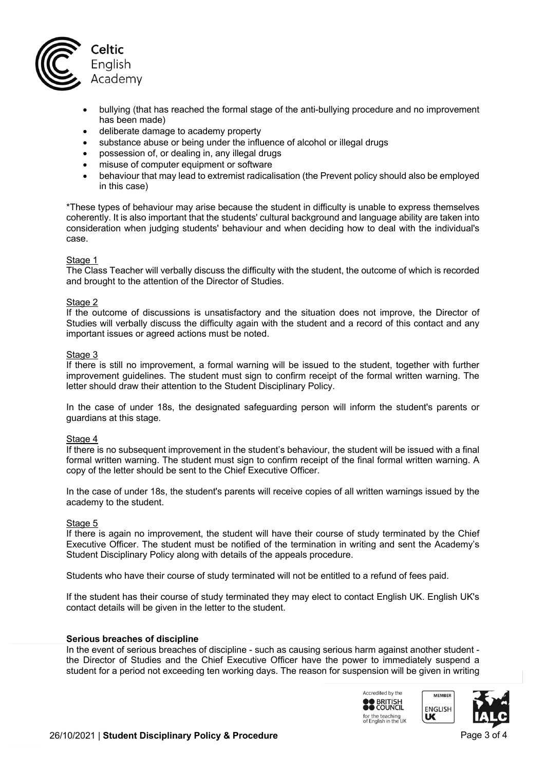- bullying (that has reached the formal stage of the anti-bullying procedure and no improvement has been made)
- deliberate damage to academy property
- substance abuse or being under the influence of alcohol or illegal drugs
- possession of, or dealing in, any illegal drugs
- misuse of computer equipment or software
- behaviour that may lead to extremist radicalisation (the Prevent policy should also be employed in this case)

*These types of behaviour may arise because the student in difficulty is unable to express themselves coherently. It is also important that the students' cultural background and language ability are taken into consideration when judging students' behaviour and when deciding how to deal with the individual's case.

Stage 1
The Class Teacher will verbally discuss the difficulty with the student, the outcome of which is recorded and brought to the attention of the Director of Studies.

Stage 2
If the outcome of discussions is unsatisfactory and the situation does not improve, the Director of Studies will verbally discuss the difficulty again with the student and a record of this contact and any important issues or agreed actions must be noted.

Stage 3
If there is still no improvement, a formal warning will be issued to the student, together with further improvement guidelines. The student must sign to confirm receipt of the formal written warning. The letter should draw their attention to the Student Disciplinary Policy.

In the case of under 18s, the designated safeguarding person will inform the student's parents or guardians at this stage.

Stage 4
If there is no subsequent improvement in the student's behaviour, the student will be issued with a final formal written warning. The student must sign to confirm receipt of the final formal written warning. A copy of the letter should be sent to the Chief Executive Officer.

In the case of under 18s, the student's parents will receive copies of all written warnings issued by the academy to the student.

Stage 5
If there is again no improvement, the student will have their course of study terminated by the Chief Executive Officer. The student must be notified of the termination in writing and sent the Academy's Student Disciplinary Policy along with details of the appeals procedure.

Students who have their course of study terminated will not be entitled to a refund of fees paid.

If the student has their course of study terminated they may elect to contact English UK. English UK's contact details will be given in the letter to the student.

**Serious breaches of discipline**

In the event of serious breaches of discipline - such as causing serious harm against another student - the Director of Studies and the Chief Executive Officer have the power to immediately suspend a student for a period not exceeding ten working days. The reason for suspension will be given in writing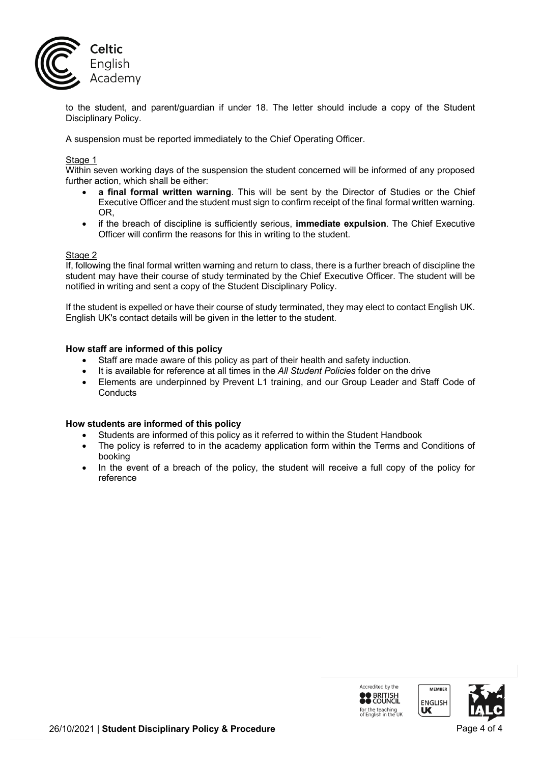to the student, and parent/guardian if under 18. The letter should include a copy of the Student Disciplinary Policy.

A suspension must be reported immediately to the Chief Operating Officer.

Stage 1

Within seven working days of the suspension the student concerned will be informed of any proposed further action, which shall be either:

- **a final formal written warning**. This will be sent by the Director of Studies or the Chief Executive Officer and the student must sign to confirm receipt of the final formal written warning. OR,
- if the breach of discipline is sufficiently serious, **immediate expulsion**. The Chief Executive Officer will confirm the reasons for this in writing to the student.

Stage 2

If, following the final formal written warning and return to class, there is a further breach of discipline the student may have their course of study terminated by the Chief Executive Officer. The student will be notified in writing and sent a copy of the Student Disciplinary Policy.

If the student is expelled or have their course of study terminated, they may elect to contact English UK. English UK's contact details will be given in the letter to the student.

**How staff are informed of this policy**

- Staff are made aware of this policy as part of their health and safety induction.
- It is available for reference at all times in the *All Student Policies* folder on the drive
- Elements are underpinned by Prevent L1 training, and our Group Leader and Staff Code of Conducts

**How students are informed of this policy**

- Students are informed of this policy as it referred to within the Student Handbook
- The policy is referred to in the academy application form within the Terms and Conditions of booking
- In the event of a breach of the policy, the student will receive a full copy of the policy for reference